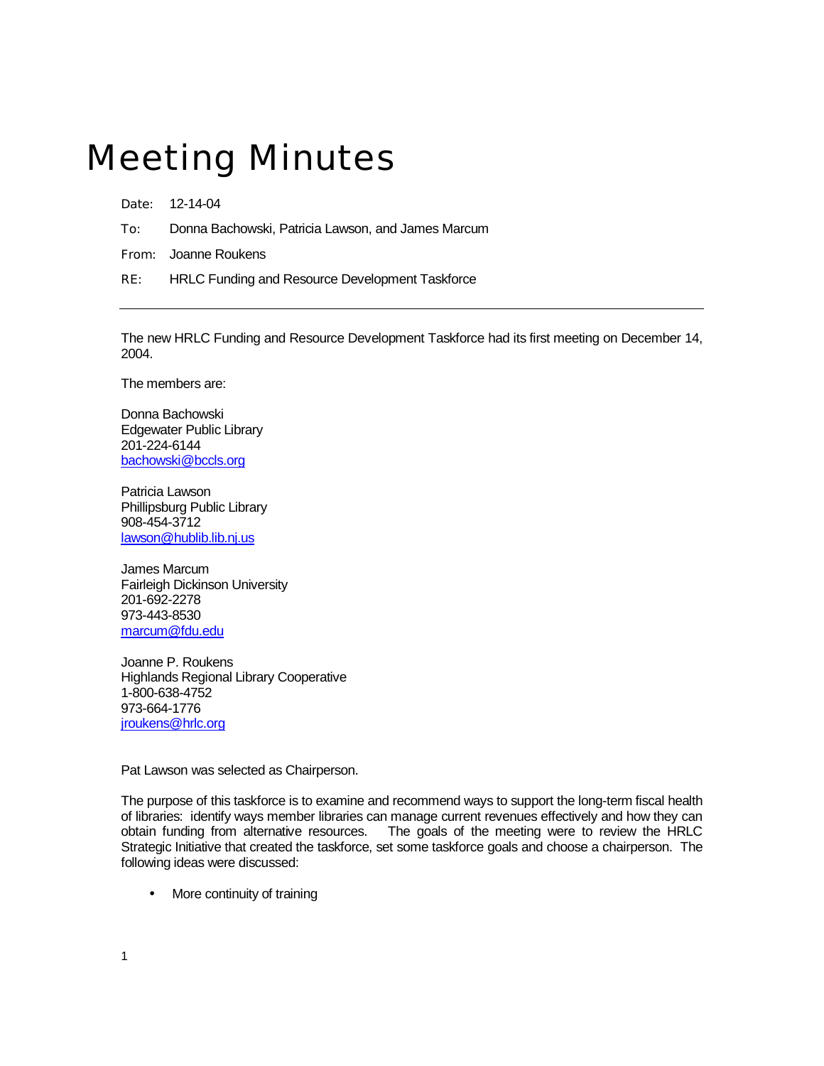# Meeting Minutes

Date: 12-14-04

To: Donna Bachowski, Patricia Lawson, and James Marcum

From: Joanne Roukens

RE: HRLC Funding and Resource Development Taskforce

---

The new HRLC Funding and Resource Development Taskforce had its first meeting on December 14, 2004.

The members are:

Donna Bachowski
Edgewater Public Library
201-224-6144
bachowski@bccls.org

Patricia Lawson
Phillipsburg Public Library
908-454-3712
lawson@hublib.lib.nj.us

James Marcum
Fairleigh Dickinson University
201-692-2278
973-443-8530
marcum@fdu.edu

Joanne P. Roukens
Highlands Regional Library Cooperative
1-800-638-4752
973-664-1776
jroukens@hrlc.org

Pat Lawson was selected as Chairperson.

The purpose of this taskforce is to examine and recommend ways to support the long-term fiscal health of libraries: identify ways member libraries can manage current revenues effectively and how they can obtain funding from alternative resources. The goals of the meeting were to review the HRLC Strategic Initiative that created the taskforce, set some taskforce goals and choose a chairperson. The following ideas were discussed:

- More continuity of training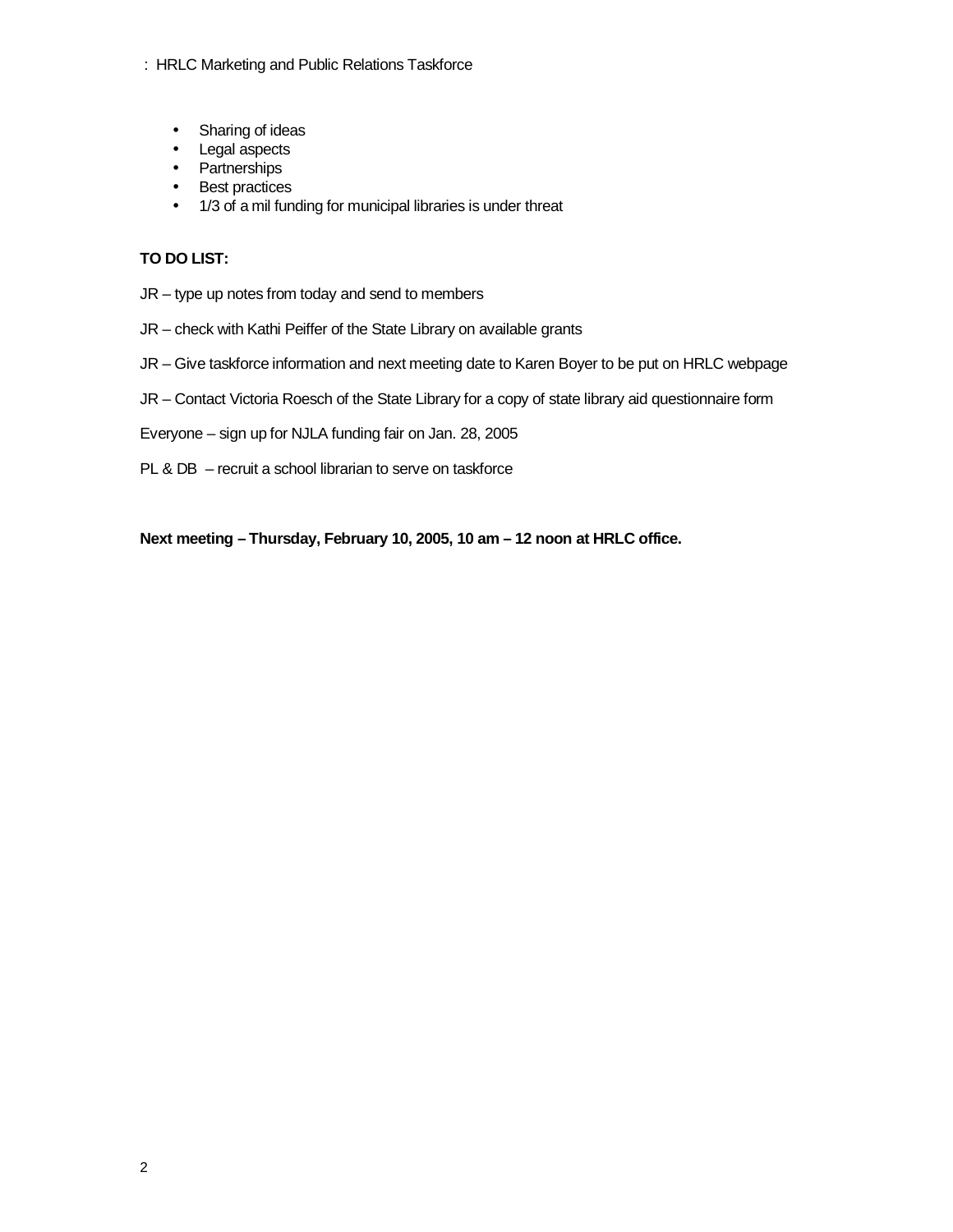- Sharing of ideas
- Legal aspects
- Partnerships
- Best practices
- 1/3 of a mil funding for municipal libraries is under threat

**TO DO LIST:**

JR – type up notes from today and send to members

JR – check with Kathi Peiffer of the State Library on available grants

JR – Give taskforce information and next meeting date to Karen Boyer to be put on HRLC webpage

JR – Contact Victoria Roesch of the State Library for a copy of state library aid questionnaire form

Everyone – sign up for NJLA funding fair on Jan. 28, 2005

PL & DB – recruit a school librarian to serve on taskforce

**Next meeting – Thursday, February 10, 2005, 10 am – 12 noon at HRLC office.**